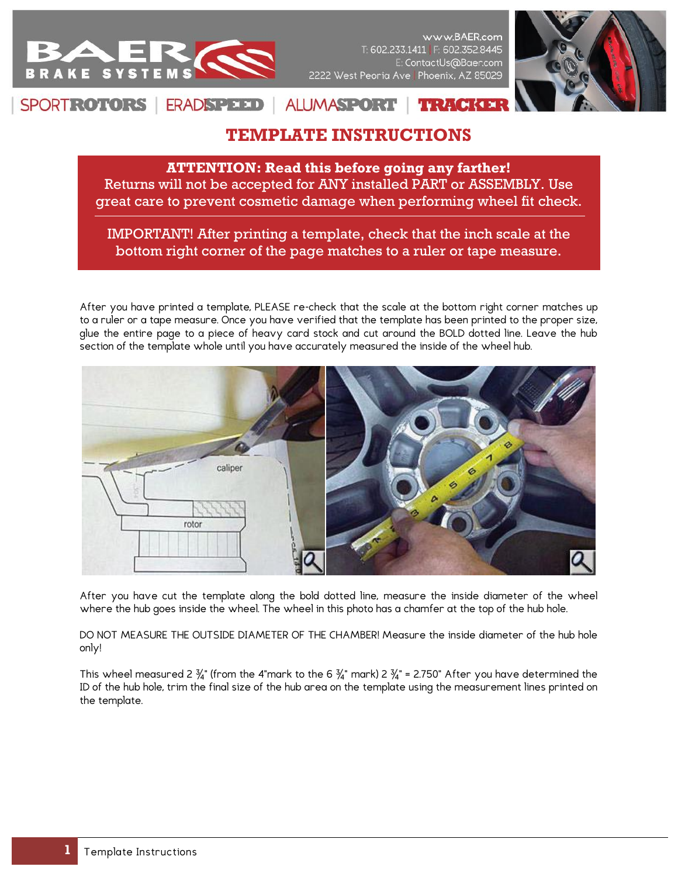# TEMPLATE INSTRUCTIONS

**ATTENTION: Read this before going any farther!**
Returns will not be accepted for ANY installed PART or ASSEMBLY. Use great care to prevent cosmetic damage when performing wheel fit check.

IMPORTANT! After printing a template, check that the inch scale at the bottom right corner of the page matches to a ruler or tape measure.

After you have printed a template, PLEASE re-check that the scale at the bottom right corner matches up to a ruler or a tape measure. Once you have verified that the template has been printed to the proper size, glue the entire page to a piece of heavy card stock and cut around the BOLD dotted line. Leave the hub section of the template whole until you have accurately measured the inside of the wheel hub.

After you have cut the template along the bold dotted line, measure the inside diameter of the wheel where the hub goes inside the wheel. The wheel in this photo has a chamfer at the top of the hub hole.

DO NOT MEASURE THE OUTSIDE DIAMETER OF THE CHAMBER! Measure the inside diameter of the hub hole only!

This wheel measured 2 ¾" (from the 4"mark to the 6 ¾" mark) 2 ¾" = 2.750" After you have determined the ID of the hub hole, trim the final size of the hub area on the template using the measurement lines printed on the template.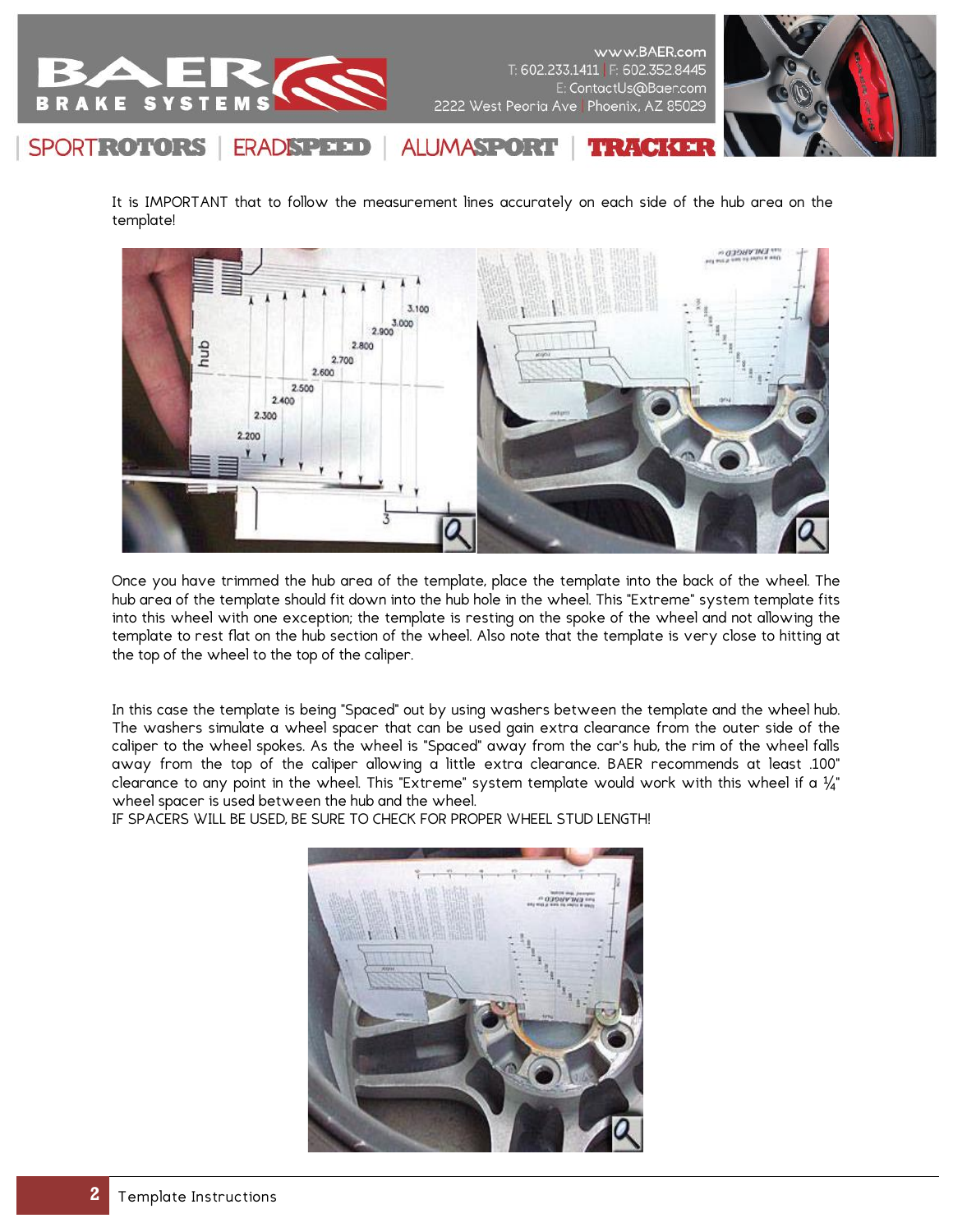It is IMPORTANT that to follow the measurement lines accurately on each side of the hub area on the template!

Once you have trimmed the hub area of the template, place the template into the back of the wheel. The hub area of the template should fit down into the hub hole in the wheel. This "Extreme" system template fits into this wheel with one exception; the template is resting on the spoke of the wheel and not allowing the template to rest flat on the hub section of the wheel. Also note that the template is very close to hitting at the top of the wheel to the top of the caliper.

In this case the template is being "Spaced" out by using washers between the template and the wheel hub. The washers simulate a wheel spacer that can be used gain extra clearance from the outer side of the caliper to the wheel spokes. As the wheel is "Spaced" away from the car's hub, the rim of the wheel falls away from the top of the caliper allowing a little extra clearance. BAER recommends at least .100" clearance to any point in the wheel. This "Extreme" system template would work with this wheel if a ¼" wheel spacer is used between the hub and the wheel.

IF SPACERS WILL BE USED, BE SURE TO CHECK FOR PROPER WHEEL STUD LENGTH!